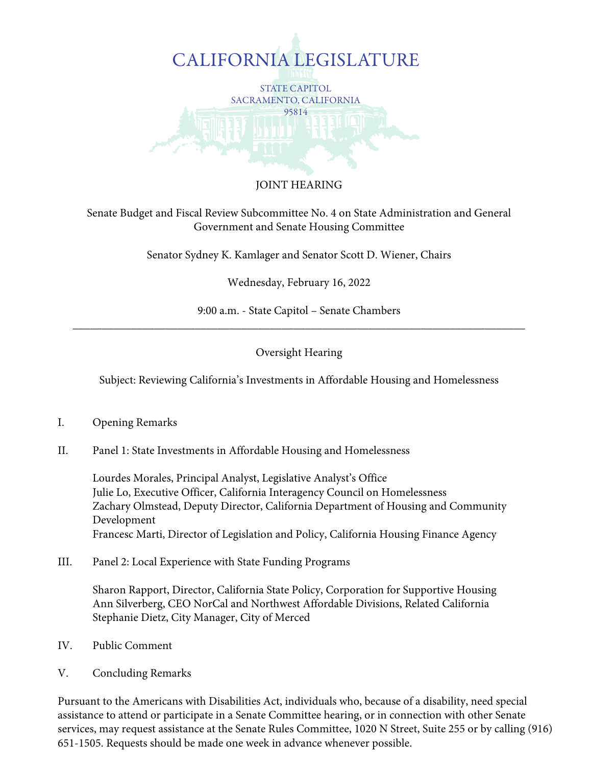# CALIFORNIA LEGISLATURE

STATE CAPITOL
SACRAMENTO, CALIFORNIA
95814

## JOINT HEARING

Senate Budget and Fiscal Review Subcommittee No. 4 on State Administration and General Government and Senate Housing Committee

Senator Sydney K. Kamlager and Senator Scott D. Wiener, Chairs

Wednesday, February 16, 2022

9:00 a.m. - State Capitol – Senate Chambers

---

Oversight Hearing

Subject: Reviewing California's Investments in Affordable Housing and Homelessness

I. Opening Remarks

II. Panel 1: State Investments in Affordable Housing and Homelessness

   Lourdes Morales, Principal Analyst, Legislative Analyst's Office
   Julie Lo, Executive Officer, California Interagency Council on Homelessness
   Zachary Olmstead, Deputy Director, California Department of Housing and Community Development
   Francesc Marti, Director of Legislation and Policy, California Housing Finance Agency

III. Panel 2: Local Experience with State Funding Programs

   Sharon Rapport, Director, California State Policy, Corporation for Supportive Housing
   Ann Silverberg, CEO NorCal and Northwest Affordable Divisions, Related California
   Stephanie Dietz, City Manager, City of Merced

IV. Public Comment

V. Concluding Remarks

Pursuant to the Americans with Disabilities Act, individuals who, because of a disability, need special assistance to attend or participate in a Senate Committee hearing, or in connection with other Senate services, may request assistance at the Senate Rules Committee, 1020 N Street, Suite 255 or by calling (916) 651-1505. Requests should be made one week in advance whenever possible.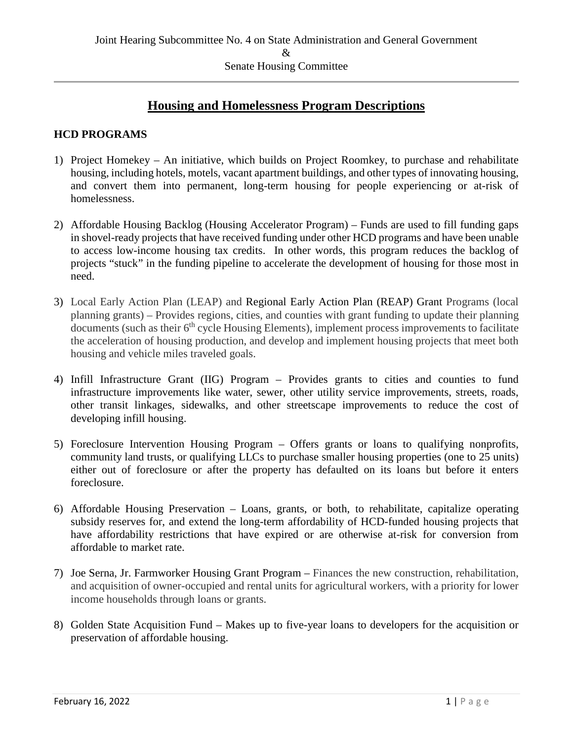Joint Hearing Subcommittee No. 4 on State Administration and General Government
&
Senate Housing Committee

# Housing and Homelessness Program Descriptions

## HCD PROGRAMS

1) Project Homekey – An initiative, which builds on Project Roomkey, to purchase and rehabilitate housing, including hotels, motels, vacant apartment buildings, and other types of innovating housing, and convert them into permanent, long-term housing for people experiencing or at-risk of homelessness.

2) Affordable Housing Backlog (Housing Accelerator Program) – Funds are used to fill funding gaps in shovel-ready projects that have received funding under other HCD programs and have been unable to access low-income housing tax credits. In other words, this program reduces the backlog of projects "stuck" in the funding pipeline to accelerate the development of housing for those most in need.

3) Local Early Action Plan (LEAP) and Regional Early Action Plan (REAP) Grant Programs (local planning grants) – Provides regions, cities, and counties with grant funding to update their planning documents (such as their 6th cycle Housing Elements), implement process improvements to facilitate the acceleration of housing production, and develop and implement housing projects that meet both housing and vehicle miles traveled goals.

4) Infill Infrastructure Grant (IIG) Program – Provides grants to cities and counties to fund infrastructure improvements like water, sewer, other utility service improvements, streets, roads, other transit linkages, sidewalks, and other streetscape improvements to reduce the cost of developing infill housing.

5) Foreclosure Intervention Housing Program – Offers grants or loans to qualifying nonprofits, community land trusts, or qualifying LLCs to purchase smaller housing properties (one to 25 units) either out of foreclosure or after the property has defaulted on its loans but before it enters foreclosure.

6) Affordable Housing Preservation – Loans, grants, or both, to rehabilitate, capitalize operating subsidy reserves for, and extend the long-term affordability of HCD-funded housing projects that have affordability restrictions that have expired or are otherwise at-risk for conversion from affordable to market rate.

7) Joe Serna, Jr. Farmworker Housing Grant Program – Finances the new construction, rehabilitation, and acquisition of owner-occupied and rental units for agricultural workers, with a priority for lower income households through loans or grants.

8) Golden State Acquisition Fund – Makes up to five-year loans to developers for the acquisition or preservation of affordable housing.

February 16, 2022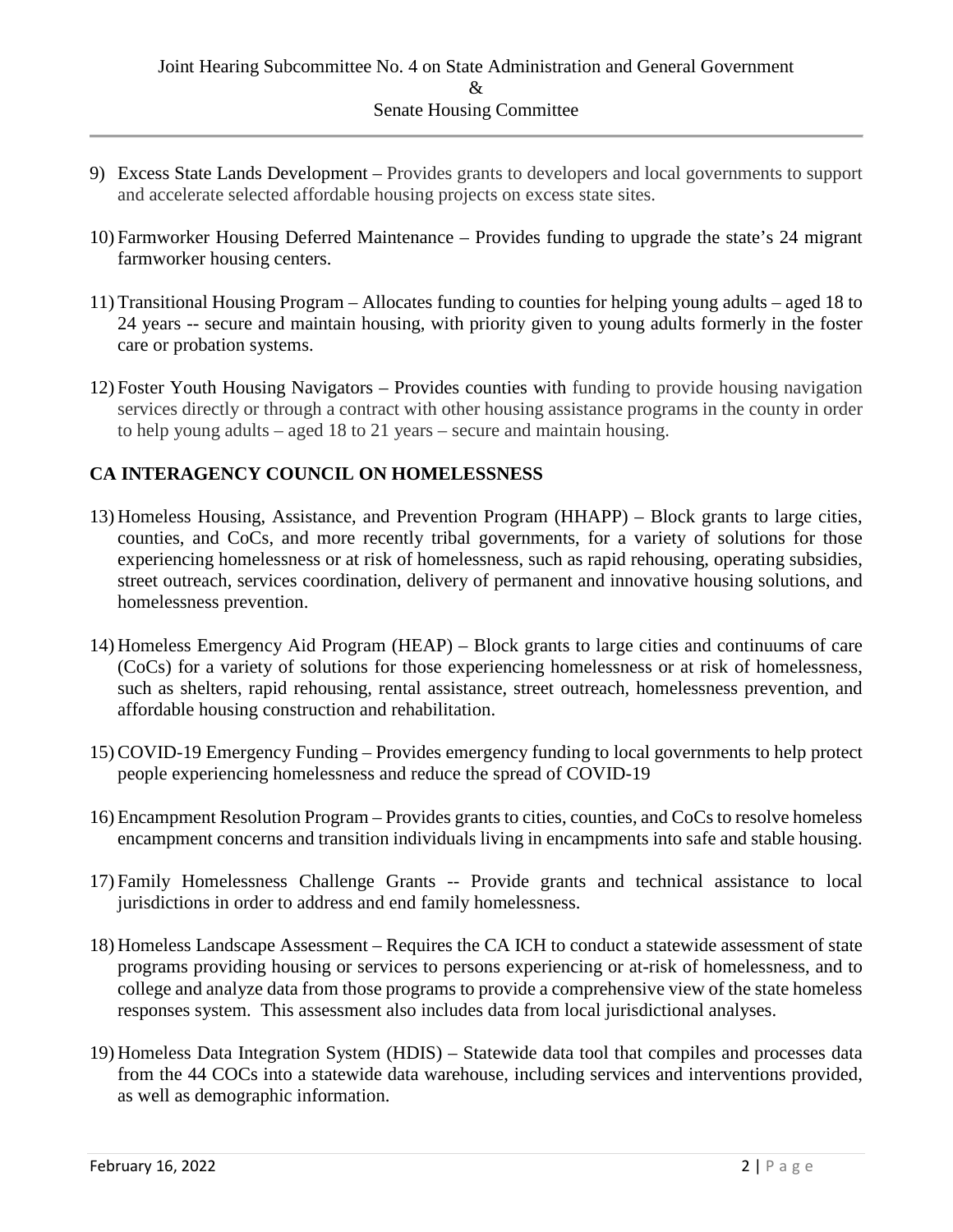9) Excess State Lands Development – Provides grants to developers and local governments to support and accelerate selected affordable housing projects on excess state sites.

10) Farmworker Housing Deferred Maintenance – Provides funding to upgrade the state's 24 migrant farmworker housing centers.

11) Transitional Housing Program – Allocates funding to counties for helping young adults – aged 18 to 24 years -- secure and maintain housing, with priority given to young adults formerly in the foster care or probation systems.

12) Foster Youth Housing Navigators – Provides counties with funding to provide housing navigation services directly or through a contract with other housing assistance programs in the county in order to help young adults – aged 18 to 21 years – secure and maintain housing.

## CA INTERAGENCY COUNCIL ON HOMELESSNESS

13) Homeless Housing, Assistance, and Prevention Program (HHAPP) – Block grants to large cities, counties, and CoCs, and more recently tribal governments, for a variety of solutions for those experiencing homelessness or at risk of homelessness, such as rapid rehousing, operating subsidies, street outreach, services coordination, delivery of permanent and innovative housing solutions, and homelessness prevention.

14) Homeless Emergency Aid Program (HEAP) – Block grants to large cities and continuums of care (CoCs) for a variety of solutions for those experiencing homelessness or at risk of homelessness, such as shelters, rapid rehousing, rental assistance, street outreach, homelessness prevention, and affordable housing construction and rehabilitation.

15) COVID-19 Emergency Funding – Provides emergency funding to local governments to help protect people experiencing homelessness and reduce the spread of COVID-19

16) Encampment Resolution Program – Provides grants to cities, counties, and CoCs to resolve homeless encampment concerns and transition individuals living in encampments into safe and stable housing.

17) Family Homelessness Challenge Grants -- Provide grants and technical assistance to local jurisdictions in order to address and end family homelessness.

18) Homeless Landscape Assessment – Requires the CA ICH to conduct a statewide assessment of state programs providing housing or services to persons experiencing or at-risk of homelessness, and to college and analyze data from those programs to provide a comprehensive view of the state homeless responses system. This assessment also includes data from local jurisdictional analyses.

19) Homeless Data Integration System (HDIS) – Statewide data tool that compiles and processes data from the 44 COCs into a statewide data warehouse, including services and interventions provided, as well as demographic information.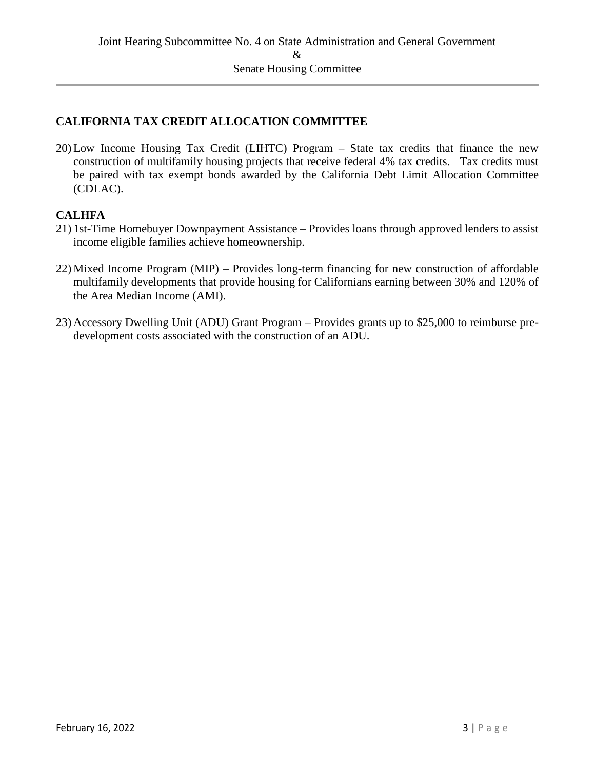## CALIFORNIA TAX CREDIT ALLOCATION COMMITTEE

20) Low Income Housing Tax Credit (LIHTC) Program – State tax credits that finance the new construction of multifamily housing projects that receive federal 4% tax credits. Tax credits must be paired with tax exempt bonds awarded by the California Debt Limit Allocation Committee (CDLAC).

## CALHFA

21) 1st-Time Homebuyer Downpayment Assistance – Provides loans through approved lenders to assist income eligible families achieve homeownership.

22) Mixed Income Program (MIP) – Provides long-term financing for new construction of affordable multifamily developments that provide housing for Californians earning between 30% and 120% of the Area Median Income (AMI).

23) Accessory Dwelling Unit (ADU) Grant Program – Provides grants up to $25,000 to reimburse pre-development costs associated with the construction of an ADU.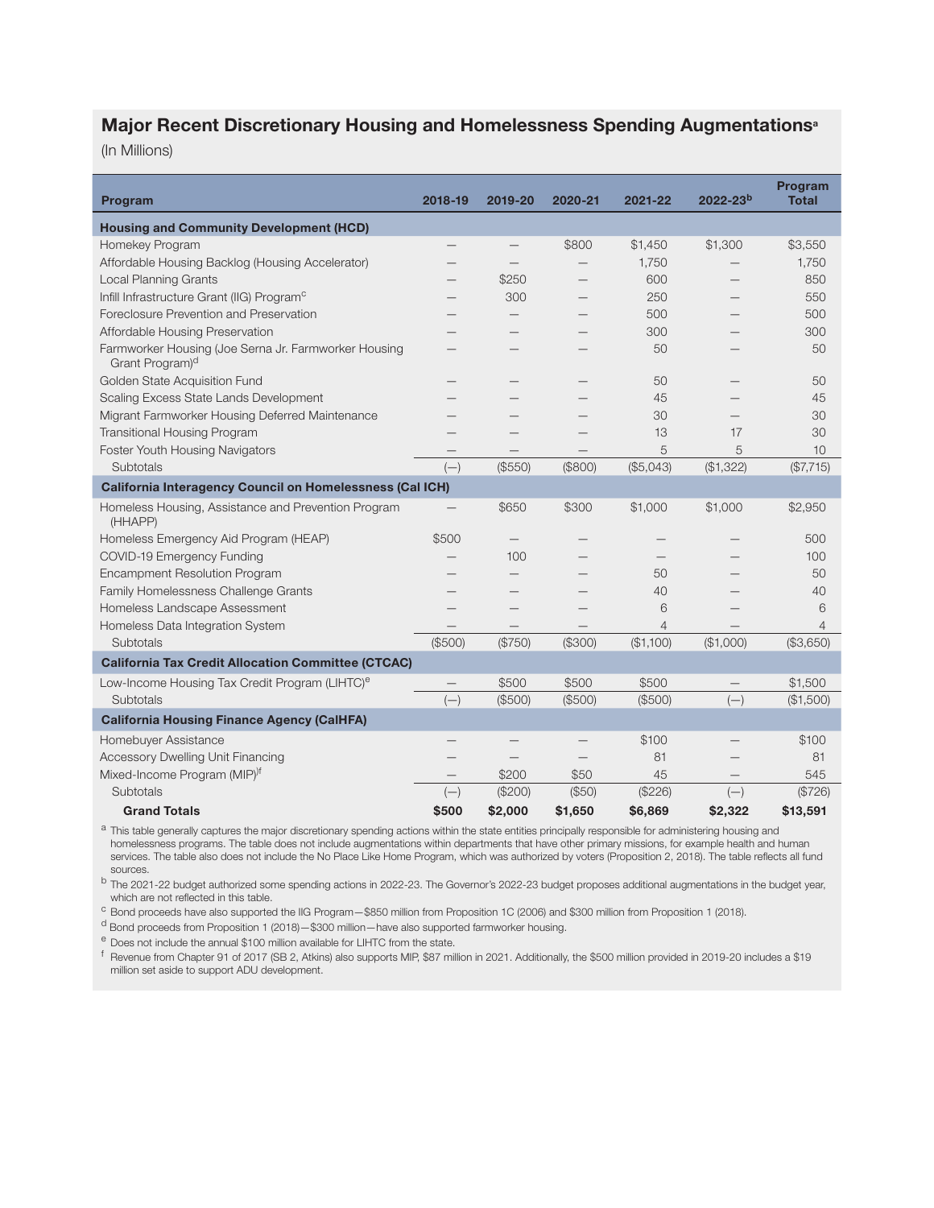## Major Recent Discretionary Housing and Homelessness Spending Augmentations[a]

(In Millions)

| Program | 2018-19 | 2019-20 | 2020-21 | 2021-22 | 2022-23[b] | Program Total |
|---|---|---|---|---|---|---|
| **Housing and Community Development (HCD)** | | | | | | |
| Homekey Program | — | — | $800 | $1,450 | $1,300 | $3,550 |
| Affordable Housing Backlog (Housing Accelerator) | — | — | — | 1,750 | — | 1,750 |
| Local Planning Grants | — | $250 | — | 600 | — | 850 |
| Infill Infrastructure Grant (IIG) Program[c] | — | 300 | — | 250 | — | 550 |
| Foreclosure Prevention and Preservation | — | — | — | 500 | — | 500 |
| Affordable Housing Preservation | — | — | — | 300 | — | 300 |
| Farmworker Housing (Joe Serna Jr. Farmworker Housing Grant Program)[d] | — | — | — | 50 | — | 50 |
| Golden State Acquisition Fund | — | — | — | 50 | — | 50 |
| Scaling Excess State Lands Development | — | — | — | 45 | — | 45 |
| Migrant Farmworker Housing Deferred Maintenance | — | — | — | 30 | — | 30 |
| Transitional Housing Program | — | — | — | 13 | 17 | 30 |
| Foster Youth Housing Navigators | — | — | — | 5 | 5 | 10 |
| Subtotals | (—) | ($550) | ($800) | ($5,043) | ($1,322) | ($7,715) |
| **California Interagency Council on Homelessness (Cal ICH)** | | | | | | |
| Homeless Housing, Assistance and Prevention Program (HHAPP) | — | $650 | $300 | $1,000 | $1,000 | $2,950 |
| Homeless Emergency Aid Program (HEAP) | $500 | — | — | — | — | 500 |
| COVID-19 Emergency Funding | — | 100 | — | — | — | 100 |
| Encampment Resolution Program | — | — | — | 50 | — | 50 |
| Family Homelessness Challenge Grants | — | — | — | 40 | — | 40 |
| Homeless Landscape Assessment | — | — | — | 6 | — | 6 |
| Homeless Data Integration System | — | — | — | 4 | — | 4 |
| Subtotals | ($500) | ($750) | ($300) | ($1,100) | ($1,000) | ($3,650) |
| **California Tax Credit Allocation Committee (CTCAC)** | | | | | | |
| Low-Income Housing Tax Credit Program (LIHTC)[e] | — | $500 | $500 | $500 | — | $1,500 |
| Subtotals | (—) | ($500) | ($500) | ($500) | (—) | ($1,500) |
| **California Housing Finance Agency (CalHFA)** | | | | | | |
| Homebuyer Assistance | — | — | — | $100 | — | $100 |
| Accessory Dwelling Unit Financing | — | — | — | 81 | — | 81 |
| Mixed-Income Program (MIP)[f] | — | $200 | $50 | 45 | — | 545 |
| Subtotals | (—) | ($200) | ($50) | ($226) | (—) | ($726) |
| **Grand Totals** | **$500** | **$2,000** | **$1,650** | **$6,869** | **$2,322** | **$13,591** |

[a] This table generally captures the major discretionary spending actions within the state entities principally responsible for administering housing and homelessness programs. The table does not include augmentations within departments that have other primary missions, for example health and human services. The table also does not include the No Place Like Home Program, which was authorized by voters (Proposition 2, 2018). The table reflects all fund sources.

[b] The 2021-22 budget authorized some spending actions in 2022-23. The Governor's 2022-23 budget proposes additional augmentations in the budget year, which are not reflected in this table.

[c] Bond proceeds have also supported the IIG Program—$850 million from Proposition 1C (2006) and $300 million from Proposition 1 (2018).

[d] Bond proceeds from Proposition 1 (2018)—$300 million—have also supported farmworker housing.

[e] Does not include the annual $100 million available for LIHTC from the state.

[f] Revenue from Chapter 91 of 2017 (SB 2, Atkins) also supports MIP, $87 million in 2021. Additionally, the $500 million provided in 2019-20 includes a $19 million set aside to support ADU development.